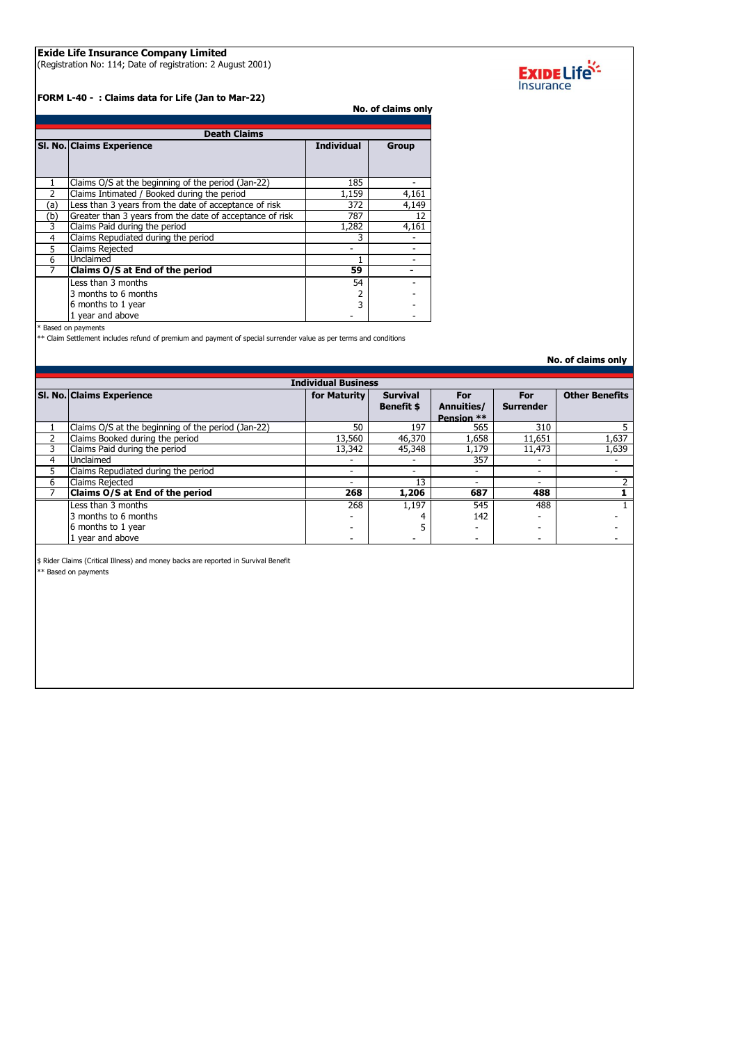**Exide Life Insurance Company Limited**
(Registration No: 114; Date of registration: 2 August 2001)

**FORM L-40 - : Claims data for Life (Jan to Mar-22)**

**No. of claims only**

| Death Claims | | | |
|---|---|---|---|
| **Sl. No.** | **Claims Experience** | **Individual** | **Group** |
| 1 | Claims O/S at the beginning of the period (Jan-22) | 185 | - |
| 2 | Claims Intimated / Booked during the period | 1,159 | 4,161 |
| (a) | Less than 3 years from the date of acceptance of risk | 372 | 4,149 |
| (b) | Greater than 3 years from the date of acceptance of risk | 787 | 12 |
| 3 | Claims Paid during the period | 1,282 | 4,161 |
| 4 | Claims Repudiated during the period | 3 | - |
| 5 | Claims Rejected | - | - |
| 6 | Unclaimed | 1 | - |
| 7 | **Claims O/S at End of the period** | **59** | **-** |
| | Less than 3 months | 54 | - |
| | 3 months to 6 months | 2 | - |
| | 6 months to 1 year | 3 | - |
| | 1 year and above | - | - |

* Based on payments

** Claim Settlement includes refund of premium and payment of special surrender value as per terms and conditions

**No. of claims only**

| Individual Business | | | | | | |
|---|---|---|---|---|---|---|
| **Sl. No.** | **Claims Experience** | **for Maturity** | **Survival Benefit $** | **For Annuities/ Pension ** ** | **For Surrender** | **Other Benefits** |
| 1 | Claims O/S at the beginning of the period (Jan-22) | 50 | 197 | 565 | 310 | 5 |
| 2 | Claims Booked during the period | 13,560 | 46,370 | 1,658 | 11,651 | 1,637 |
| 3 | Claims Paid during the period | 13,342 | 45,348 | 1,179 | 11,473 | 1,639 |
| 4 | Unclaimed | - | - | 357 | - | - |
| 5 | Claims Repudiated during the period | - | - | - | - | - |
| 6 | Claims Rejected | - | 13 | - | - | 2 |
| 7 | **Claims O/S at End of the period** | **268** | **1,206** | **687** | **488** | **1** |
| | Less than 3 months | 268 | 1,197 | 545 | 488 | 1 |
| | 3 months to 6 months | - | 4 | 142 | - | - |
| | 6 months to 1 year | - | 5 | - | - | - |
| | 1 year and above | - | - | - | - | - |

$ Rider Claims (Critical Illness) and money backs are reported in Survival Benefit

** Based on payments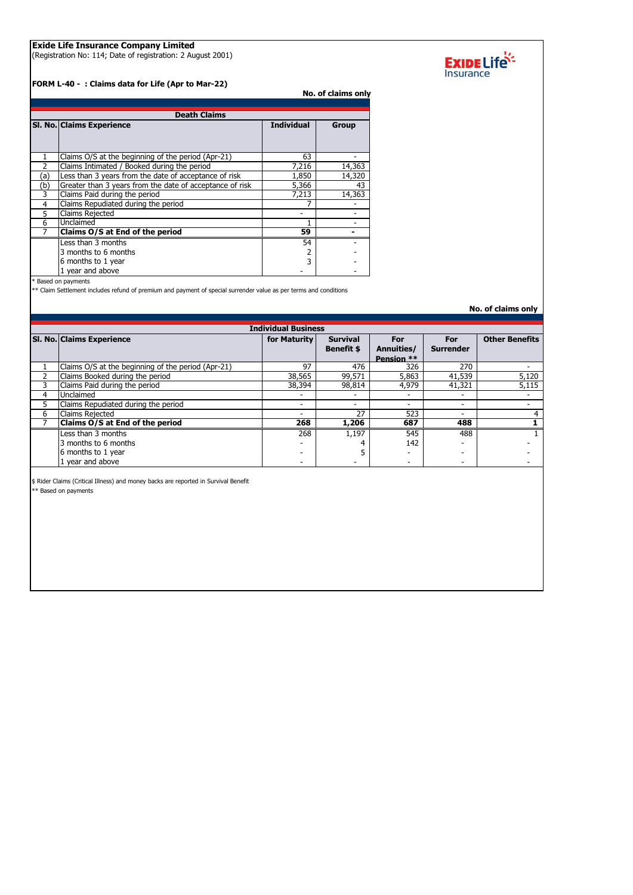**Exide Life Insurance Company Limited**
(Registration No: 114; Date of registration: 2 August 2001)

**FORM L-40 - : Claims data for Life (Apr to Mar-22)**

**No. of claims only**

| Death Claims | | | |
|---|---|---|---|
| **Sl. No.** | **Claims Experience** | **Individual** | **Group** |
| 1 | Claims O/S at the beginning of the period (Apr-21) | 63 | - |
| 2 | Claims Intimated / Booked during the period | 7,216 | 14,363 |
| (a) | Less than 3 years from the date of acceptance of risk | 1,850 | 14,320 |
| (b) | Greater than 3 years from the date of acceptance of risk | 5,366 | 43 |
| 3 | Claims Paid during the period | 7,213 | 14,363 |
| 4 | Claims Repudiated during the period | 7 | - |
| 5 | Claims Rejected | - | - |
| 6 | Unclaimed | 1 | - |
| 7 | **Claims O/S at End of the period** | **59** | **-** |
| | Less than 3 months | 54 | - |
| | 3 months to 6 months | 2 | - |
| | 6 months to 1 year | 3 | - |
| | 1 year and above | - | - |

* Based on payments

** Claim Settlement includes refund of premium and payment of special surrender value as per terms and conditions

**No. of claims only**

| Individual Business | | | | | | |
|---|---|---|---|---|---|---|
| **Sl. No.** | **Claims Experience** | **for Maturity** | **Survival Benefit $** | **For Annuities/ Pension \*\*** | **For Surrender** | **Other Benefits** |
| 1 | Claims O/S at the beginning of the period (Apr-21) | 97 | 476 | 326 | 270 | - |
| 2 | Claims Booked during the period | 38,565 | 99,571 | 5,863 | 41,539 | 5,120 |
| 3 | Claims Paid during the period | 38,394 | 98,814 | 4,979 | 41,321 | 5,115 |
| 4 | Unclaimed | - | - | - | - | - |
| 5 | Claims Repudiated during the period | - | - | - | - | - |
| 6 | Claims Rejected | - | 27 | 523 | - | 4 |
| 7 | **Claims O/S at End of the period** | **268** | **1,206** | **687** | **488** | **1** |
| | Less than 3 months | 268 | 1,197 | 545 | 488 | 1 |
| | 3 months to 6 months | - | 4 | 142 | - | - |
| | 6 months to 1 year | - | 5 | - | - | - |
| | 1 year and above | - | - | - | - | - |

$ Rider Claims (Critical Illness) and money backs are reported in Survival Benefit

** Based on payments